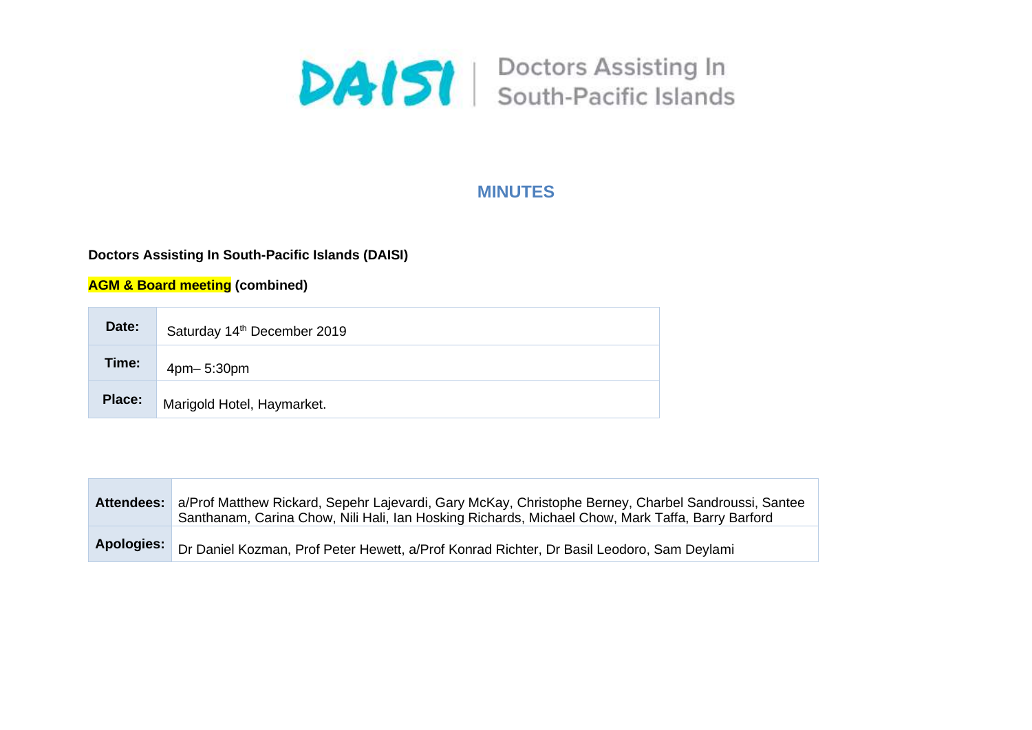DAISI | Doctors Assisting In South-Pacific Islands

# MINUTES

**Doctors Assisting In South-Pacific Islands (DAISI)**

**AGM & Board meeting (combined)**

| | |
|---|---|
| **Date:** | Saturday 14th December 2019 |
| **Time:** | 4pm– 5:30pm |
| **Place:** | Marigold Hotel, Haymarket. |

| | |
|---|---|
| **Attendees:** | a/Prof Matthew Rickard, Sepehr Lajevardi, Gary McKay, Christophe Berney, Charbel Sandroussi, Santee Santhanam, Carina Chow, Nili Hali, Ian Hosking Richards, Michael Chow, Mark Taffa, Barry Barford |
| **Apologies:** | Dr Daniel Kozman, Prof Peter Hewett, a/Prof Konrad Richter, Dr Basil Leodoro, Sam Deylami |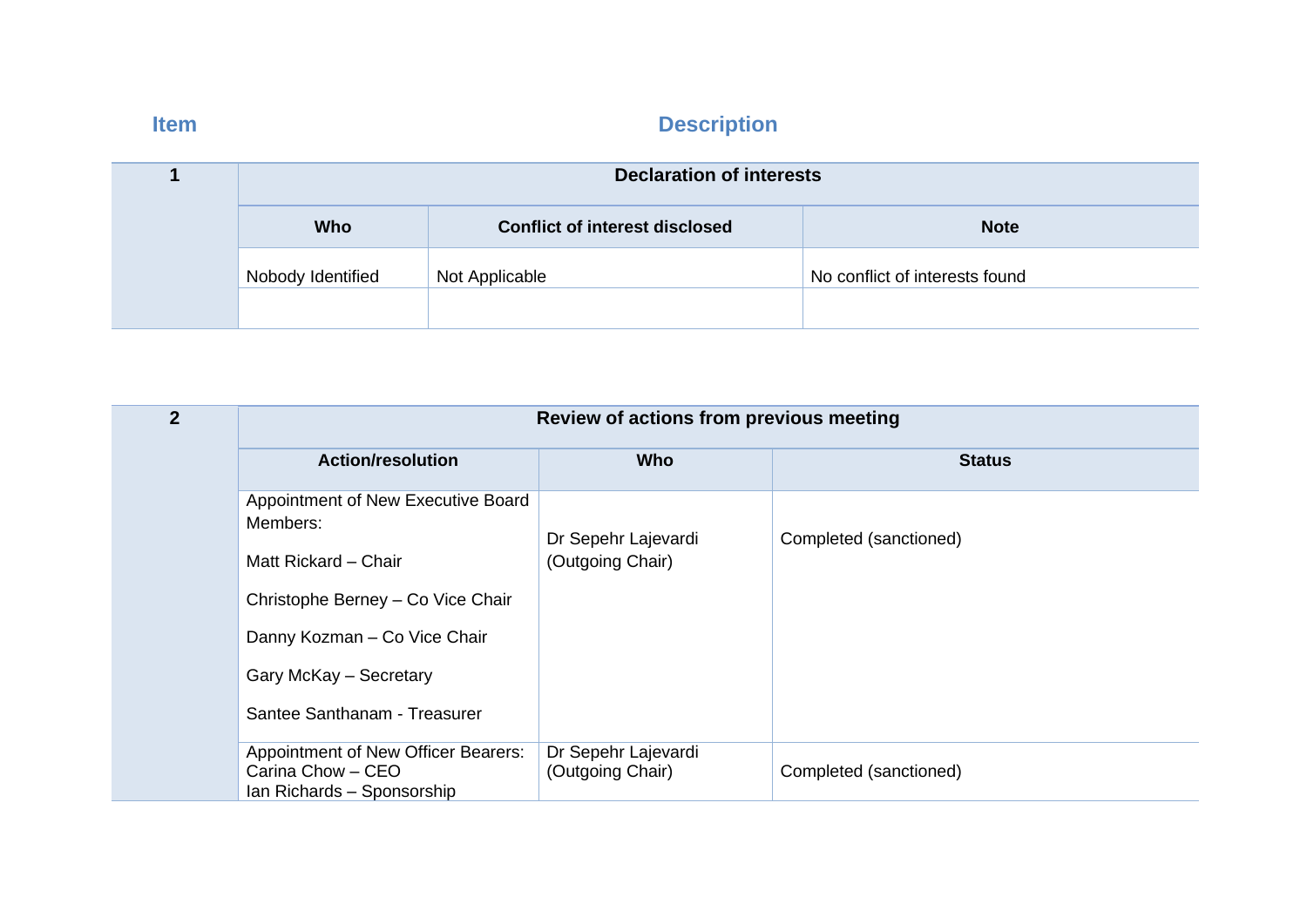| Item | Description | | |
|---|---|---|---|
| **1** | **Declaration of interests** | | |
| | **Who** | **Conflict of interest disclosed** | **Note** |
| | Nobody Identified | Not Applicable | No conflict of interests found |
| | | | |

| Item | Description | | |
|---|---|---|---|
| **2** | **Review of actions from previous meeting** | | |
| | **Action/resolution** | **Who** | **Status** |
| | Appointment of New Executive Board Members:<br><br>Matt Rickard – Chair<br><br>Christophe Berney – Co Vice Chair<br><br>Danny Kozman – Co Vice Chair<br><br>Gary McKay – Secretary<br><br>Santee Santhanam - Treasurer | Dr Sepehr Lajevardi (Outgoing Chair) | Completed (sanctioned) |
| | Appointment of New Officer Bearers:<br>Carina Chow – CEO<br>Ian Richards – Sponsorship | Dr Sepehr Lajevardi (Outgoing Chair) | Completed (sanctioned) |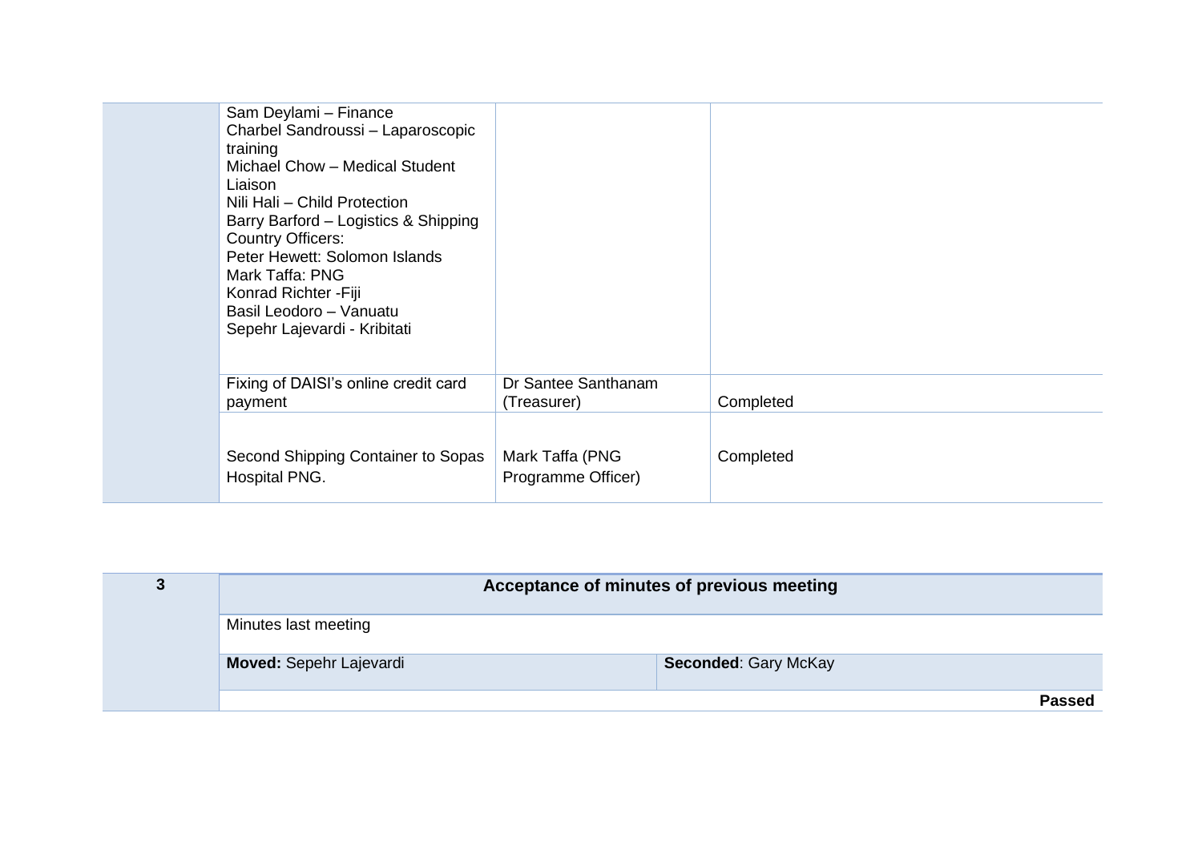| | | | |
|---|---|---|---|
| | Sam Deylami – Finance<br>Charbel Sandroussi – Laparoscopic training<br>Michael Chow – Medical Student Liaison<br>Nili Hali – Child Protection<br>Barry Barford – Logistics & Shipping<br>Country Officers:<br>Peter Hewett: Solomon Islands<br>Mark Taffa: PNG<br>Konrad Richter -Fiji<br>Basil Leodoro – Vanuatu<br>Sepehr Lajevardi - Kribitati | | |
| | Fixing of DAISI's online credit card payment | Dr Santee Santhanam (Treasurer) | Completed |
| | Second Shipping Container to Sopas Hospital PNG. | Mark Taffa (PNG Programme Officer) | Completed |

| 3 | **Acceptance of minutes of previous meeting** | |
|---|---|---|
| | Minutes last meeting | |
| | **Moved:** Sepehr Lajevardi | **Seconded**: Gary McKay |
| | | **Passed** |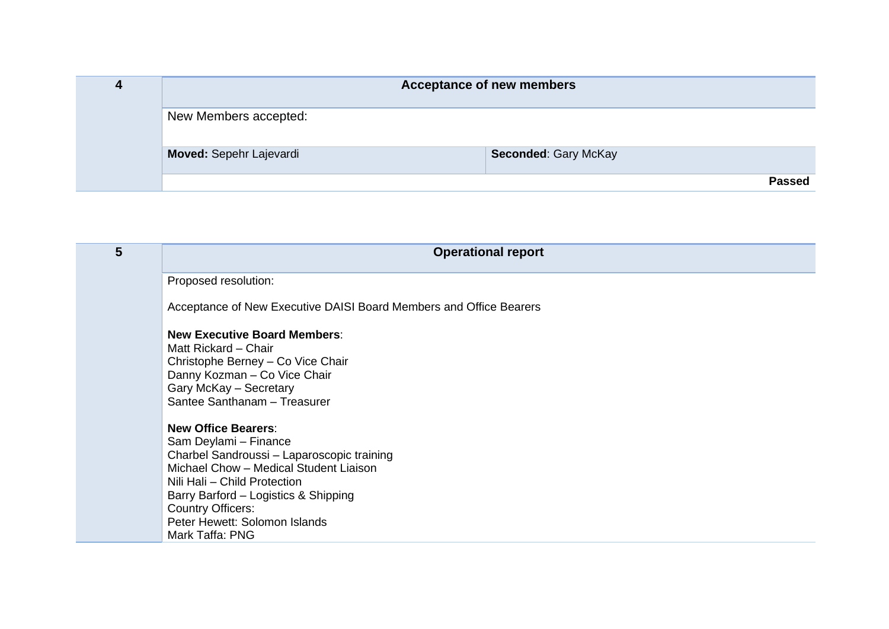| 4 | **Acceptance of new members** | |
|---|---|---|
| | New Members accepted: | |
| | **Moved:** Sepehr Lajevardi | **Seconded**: Gary McKay |
| | | **Passed** |

| 5 | **Operational report** |
|---|---|
| | Proposed resolution:<br><br>Acceptance of New Executive DAISI Board Members and Office Bearers<br><br>**New Executive Board Members**:<br>Matt Rickard – Chair<br>Christophe Berney – Co Vice Chair<br>Danny Kozman – Co Vice Chair<br>Gary McKay – Secretary<br>Santee Santhanam – Treasurer<br><br>**New Office Bearers**:<br>Sam Deylami – Finance<br>Charbel Sandroussi – Laparoscopic training<br>Michael Chow – Medical Student Liaison<br>Nili Hali – Child Protection<br>Barry Barford – Logistics & Shipping<br>Country Officers:<br>Peter Hewett: Solomon Islands<br>Mark Taffa: PNG |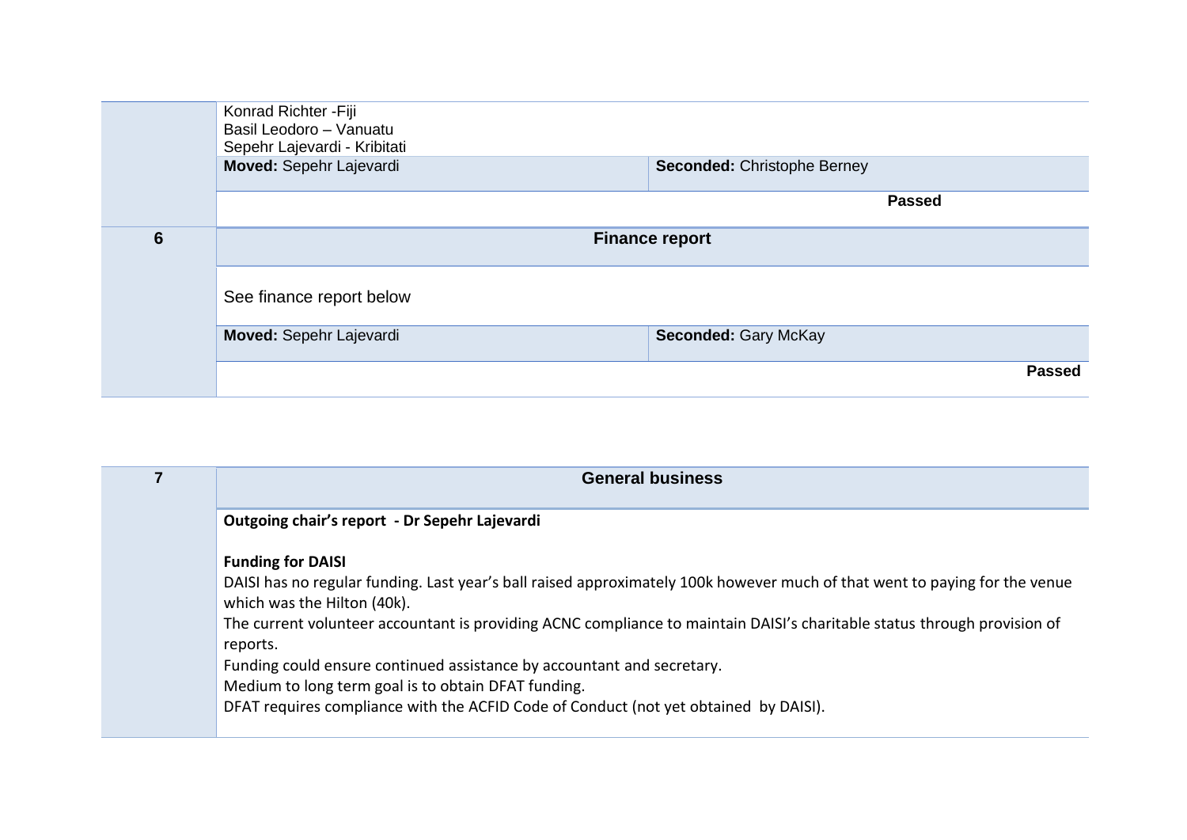| | | |
|---|---|---|
| | Konrad Richter -Fiji<br>Basil Leodoro – Vanuatu<br>Sepehr Lajevardi - Kribitati | |
| | **Moved:** Sepehr Lajevardi | **Seconded:** Christophe Berney |
| | | **Passed** |
| **6** | **Finance report** | |
| | See finance report below | |
| | **Moved:** Sepehr Lajevardi | **Seconded:** Gary McKay |
| | | **Passed** |

| | |
|---|---|
| **7** | **General business** |
| | **Outgoing chair's report - Dr Sepehr Lajevardi**<br><br>**Funding for DAISI**<br>DAISI has no regular funding. Last year's ball raised approximately 100k however much of that went to paying for the venue which was the Hilton (40k).<br>The current volunteer accountant is providing ACNC compliance to maintain DAISI's charitable status through provision of reports.<br>Funding could ensure continued assistance by accountant and secretary.<br>Medium to long term goal is to obtain DFAT funding.<br>DFAT requires compliance with the ACFID Code of Conduct (not yet obtained by DAISI). |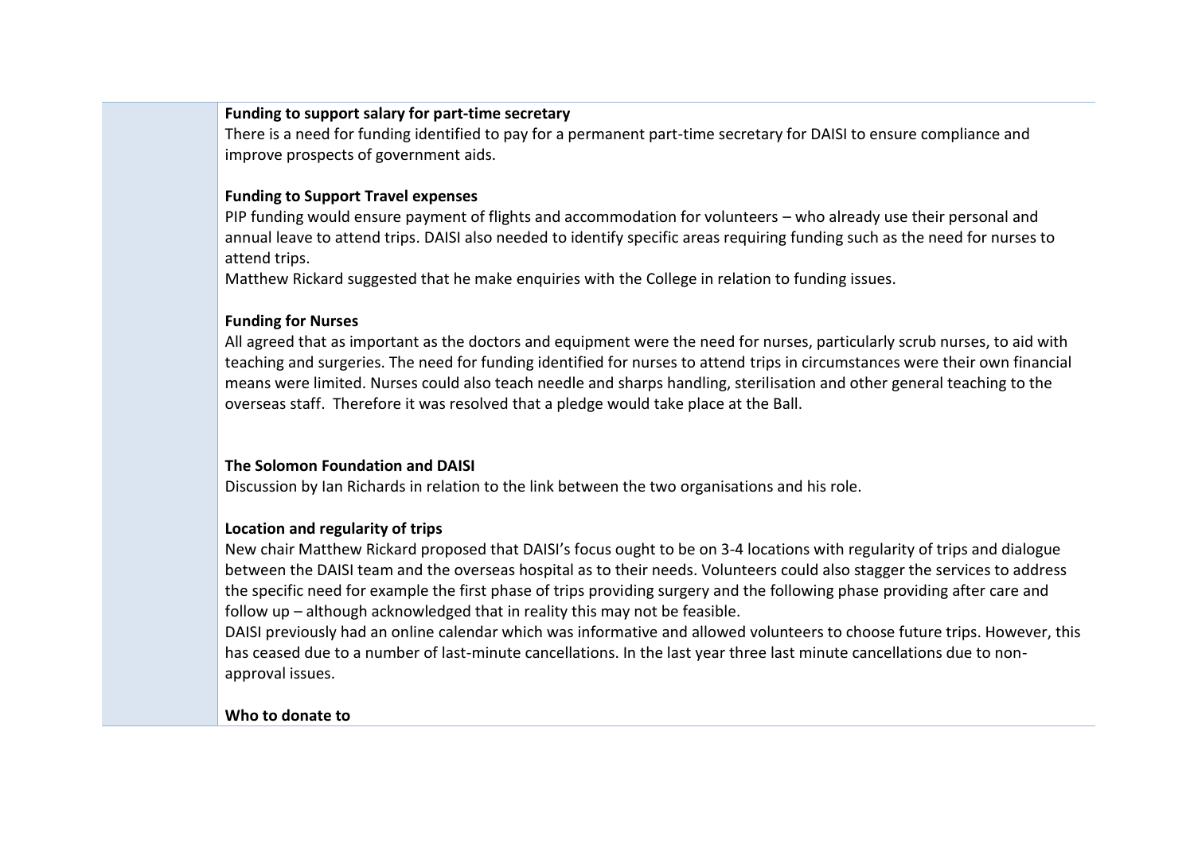**Funding to support salary for part-time secretary**

There is a need for funding identified to pay for a permanent part-time secretary for DAISI to ensure compliance and improve prospects of government aids.

**Funding to Support Travel expenses**

PIP funding would ensure payment of flights and accommodation for volunteers – who already use their personal and annual leave to attend trips. DAISI also needed to identify specific areas requiring funding such as the need for nurses to attend trips.

Matthew Rickard suggested that he make enquiries with the College in relation to funding issues.

**Funding for Nurses**

All agreed that as important as the doctors and equipment were the need for nurses, particularly scrub nurses, to aid with teaching and surgeries. The need for funding identified for nurses to attend trips in circumstances were their own financial means were limited. Nurses could also teach needle and sharps handling, sterilisation and other general teaching to the overseas staff. Therefore it was resolved that a pledge would take place at the Ball.

**The Solomon Foundation and DAISI**

Discussion by Ian Richards in relation to the link between the two organisations and his role.

**Location and regularity of trips**

New chair Matthew Rickard proposed that DAISI's focus ought to be on 3-4 locations with regularity of trips and dialogue between the DAISI team and the overseas hospital as to their needs. Volunteers could also stagger the services to address the specific need for example the first phase of trips providing surgery and the following phase providing after care and follow up – although acknowledged that in reality this may not be feasible.

DAISI previously had an online calendar which was informative and allowed volunteers to choose future trips. However, this has ceased due to a number of last-minute cancellations. In the last year three last minute cancellations due to non-approval issues.

**Who to donate to**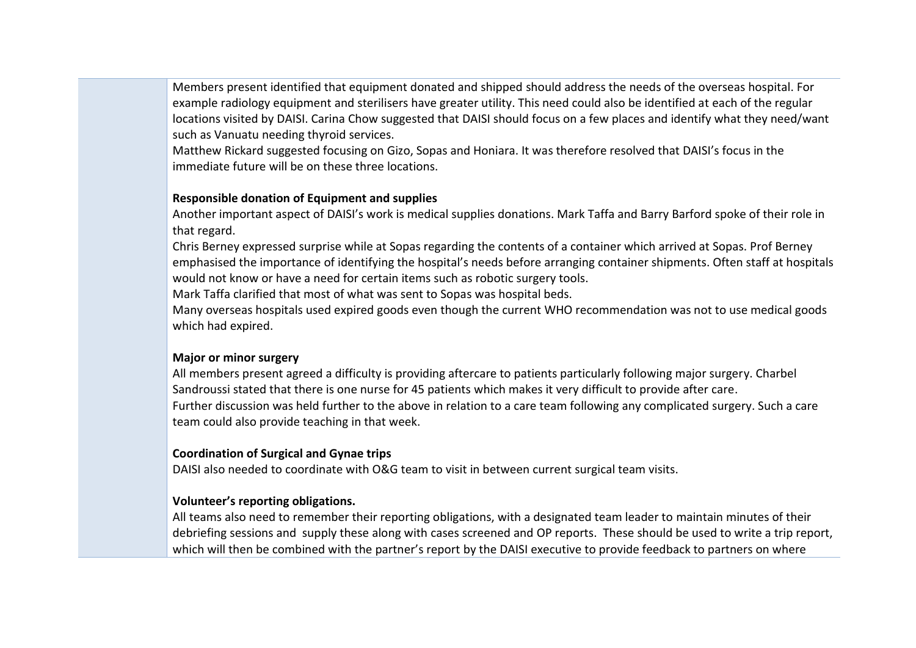Members present identified that equipment donated and shipped should address the needs of the overseas hospital. For example radiology equipment and sterilisers have greater utility. This need could also be identified at each of the regular locations visited by DAISI. Carina Chow suggested that DAISI should focus on a few places and identify what they need/want such as Vanuatu needing thyroid services.

Matthew Rickard suggested focusing on Gizo, Sopas and Honiara. It was therefore resolved that DAISI's focus in the immediate future will be on these three locations.

**Responsible donation of Equipment and supplies**

Another important aspect of DAISI's work is medical supplies donations. Mark Taffa and Barry Barford spoke of their role in that regard.

Chris Berney expressed surprise while at Sopas regarding the contents of a container which arrived at Sopas. Prof Berney emphasised the importance of identifying the hospital's needs before arranging container shipments. Often staff at hospitals would not know or have a need for certain items such as robotic surgery tools.

Mark Taffa clarified that most of what was sent to Sopas was hospital beds.

Many overseas hospitals used expired goods even though the current WHO recommendation was not to use medical goods which had expired.

**Major or minor surgery**

All members present agreed a difficulty is providing aftercare to patients particularly following major surgery. Charbel Sandroussi stated that there is one nurse for 45 patients which makes it very difficult to provide after care.

Further discussion was held further to the above in relation to a care team following any complicated surgery. Such a care team could also provide teaching in that week.

**Coordination of Surgical and Gynae trips**

DAISI also needed to coordinate with O&G team to visit in between current surgical team visits.

**Volunteer's reporting obligations.**

All teams also need to remember their reporting obligations, with a designated team leader to maintain minutes of their debriefing sessions and supply these along with cases screened and OP reports. These should be used to write a trip report, which will then be combined with the partner's report by the DAISI executive to provide feedback to partners on where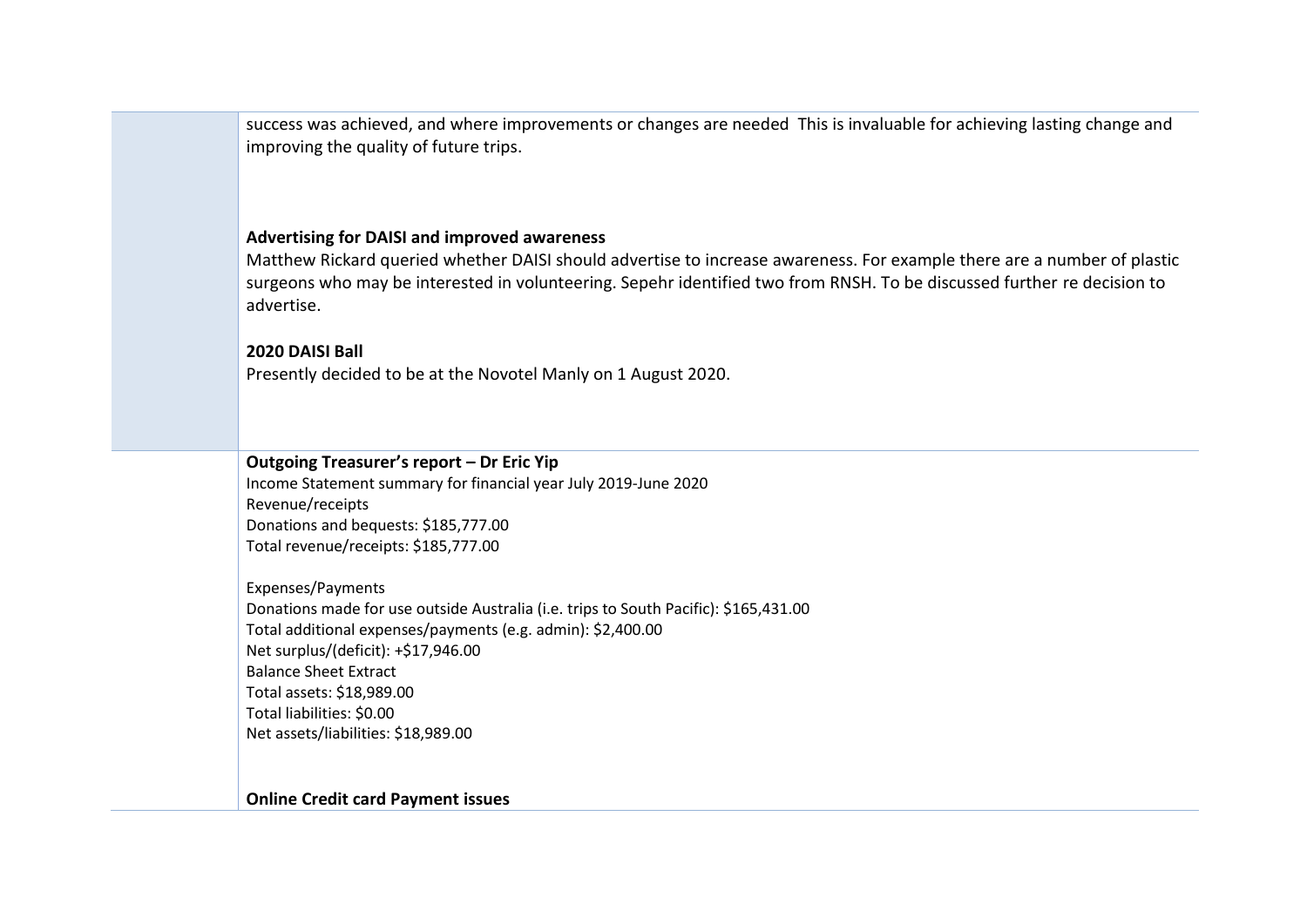success was achieved, and where improvements or changes are needed  This is invaluable for achieving lasting change and improving the quality of future trips.

**Advertising for DAISI and improved awareness**

Matthew Rickard queried whether DAISI should advertise to increase awareness. For example there are a number of plastic surgeons who may be interested in volunteering. Sepehr identified two from RNSH. To be discussed further re decision to advertise.

**2020 DAISI Ball**

Presently decided to be at the Novotel Manly on 1 August 2020.

**Outgoing Treasurer's report – Dr Eric Yip**

Income Statement summary for financial year July 2019-June 2020
Revenue/receipts
Donations and bequests: $185,777.00
Total revenue/receipts: $185,777.00

Expenses/Payments
Donations made for use outside Australia (i.e. trips to South Pacific): $165,431.00
Total additional expenses/payments (e.g. admin): $2,400.00
Net surplus/(deficit): +$17,946.00
Balance Sheet Extract
Total assets: $18,989.00
Total liabilities: $0.00
Net assets/liabilities: $18,989.00

**Online Credit card Payment issues**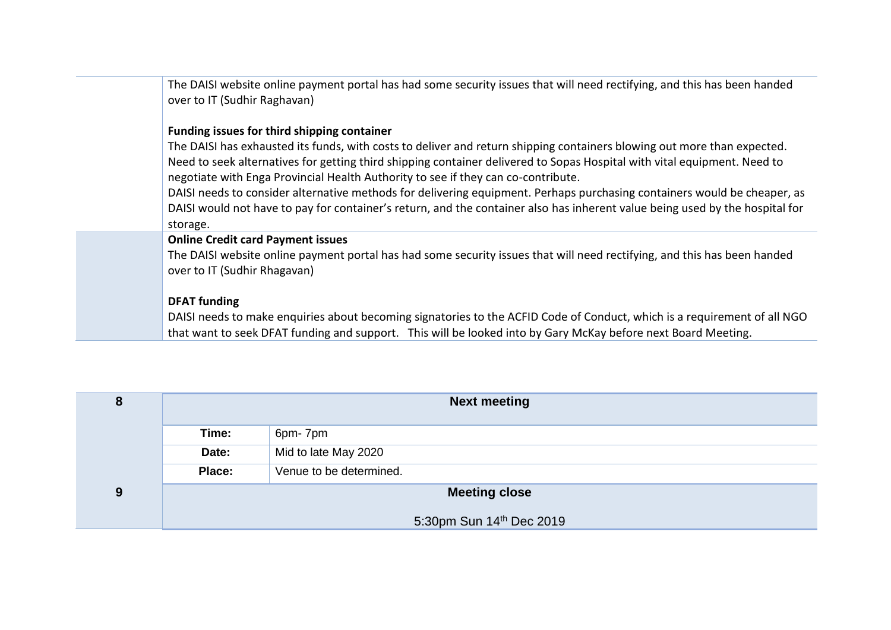The DAISI website online payment portal has had some security issues that will need rectifying, and this has been handed over to IT (Sudhir Raghavan)

**Funding issues for third shipping container**

The DAISI has exhausted its funds, with costs to deliver and return shipping containers blowing out more than expected. Need to seek alternatives for getting third shipping container delivered to Sopas Hospital with vital equipment. Need to negotiate with Enga Provincial Health Authority to see if they can co-contribute.

DAISI needs to consider alternative methods for delivering equipment. Perhaps purchasing containers would be cheaper, as DAISI would not have to pay for container's return, and the container also has inherent value being used by the hospital for storage.

**Online Credit card Payment issues**

The DAISI website online payment portal has had some security issues that will need rectifying, and this has been handed over to IT (Sudhir Rhagavan)

**DFAT funding**

DAISI needs to make enquiries about becoming signatories to the ACFID Code of Conduct, which is a requirement of all NGO that want to seek DFAT funding and support. This will be looked into by Gary McKay before next Board Meeting.

| 8 | **Next meeting** | |
|---|---|---|
| | **Time:** | 6pm- 7pm |
| | **Date:** | Mid to late May 2020 |
| | **Place:** | Venue to be determined. |
| 9 | **Meeting close** | |
| | 5:30pm Sun 14th Dec 2019 | |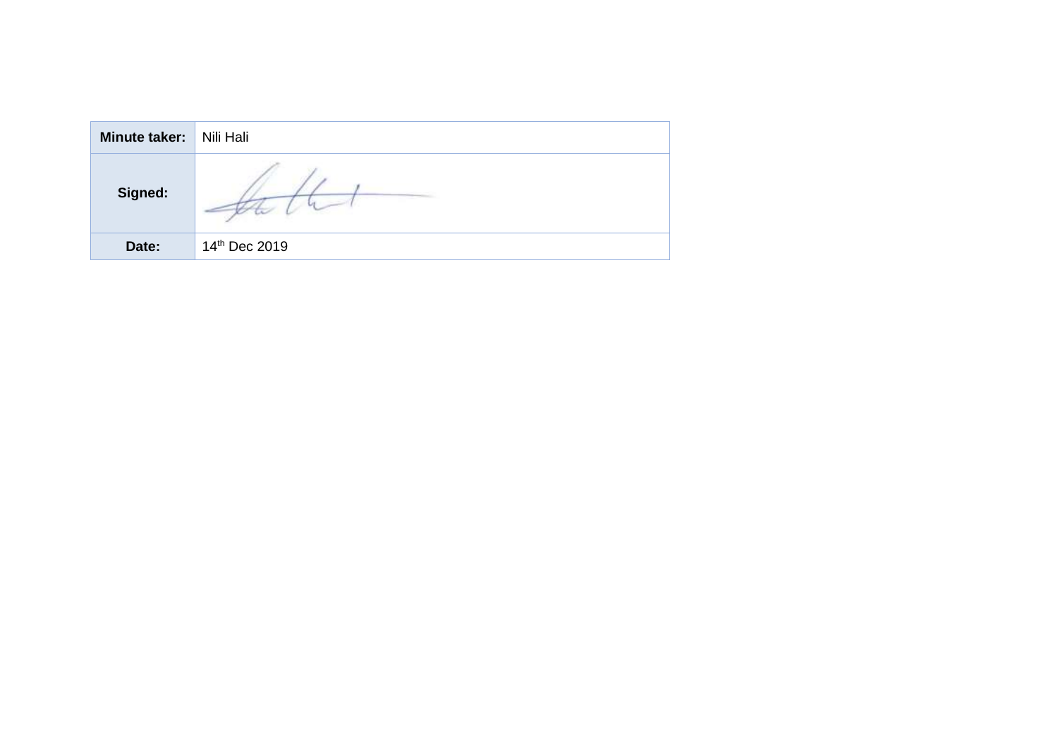| | |
|---|---|
| **Minute taker:** | Nili Hali |
| **Signed:** | |
| **Date:** | 14th Dec 2019 |